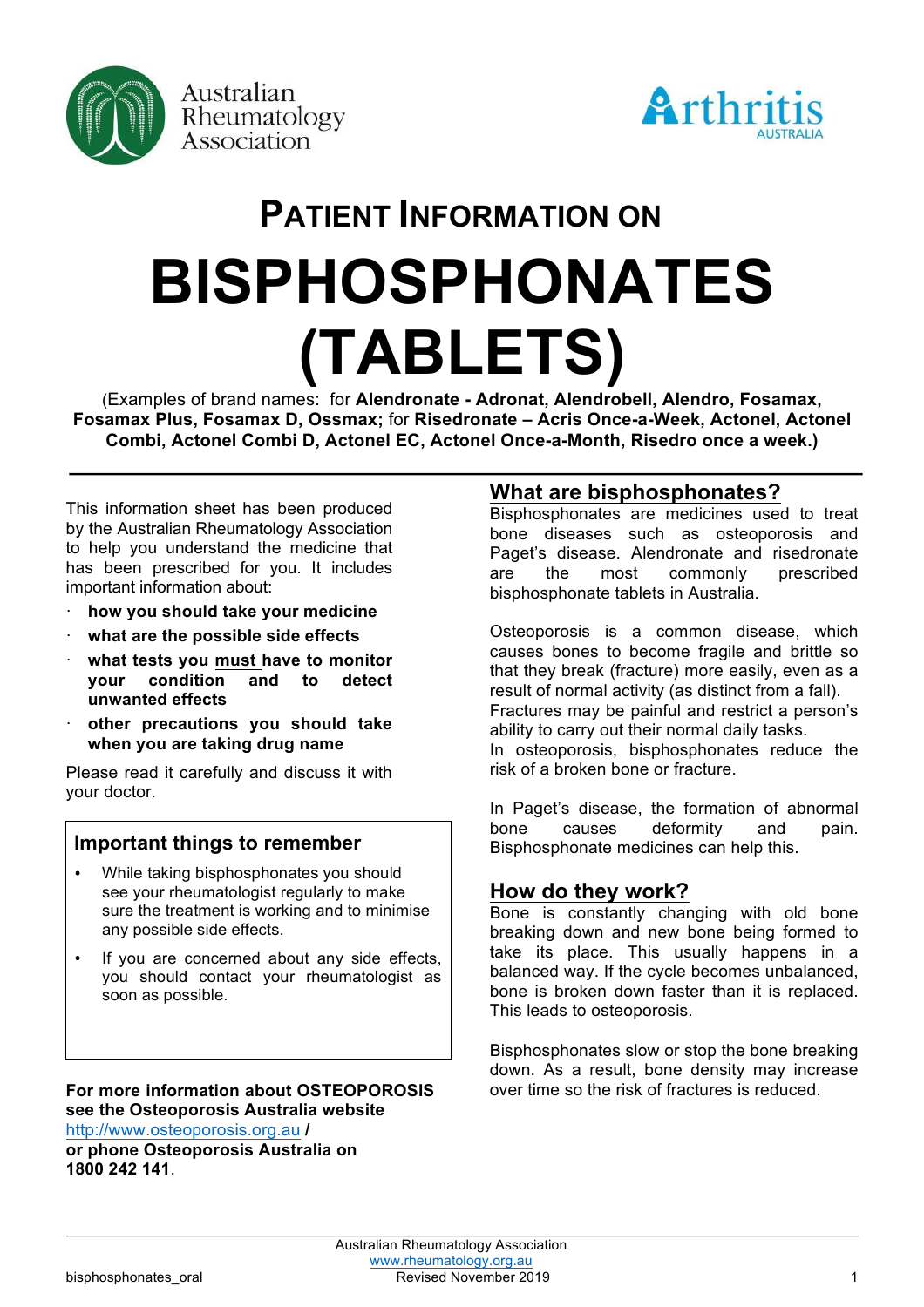Australian Rheumatology Association

Arthritis AUSTRALIA

# PATIENT INFORMATION ON

# BISPHOSPHONATES (TABLETS)

(Examples of brand names: for **Alendronate - Adronat, Alendrobell, Alendro, Fosamax, Fosamax Plus, Fosamax D, Ossmax;** for **Risedronate – Acris Once-a-Week, Actonel, Actonel Combi, Actonel Combi D, Actonel EC, Actonel Once-a-Month, Risedro once a week.)**

---

This information sheet has been produced by the Australian Rheumatology Association to help you understand the medicine that has been prescribed for you. It includes important information about:

- **how you should take your medicine**
- **what are the possible side effects**
- **what tests you must have to monitor your condition and to detect unwanted effects**
- **other precautions you should take when you are taking drug name**

Please read it carefully and discuss it with your doctor.

### Important things to remember

- While taking bisphosphonates you should see your rheumatologist regularly to make sure the treatment is working and to minimise any possible side effects.
- If you are concerned about any side effects, you should contact your rheumatologist as soon as possible.

**For more information about OSTEOPOROSIS see the Osteoporosis Australia website** http://www.osteoporosis.org.au **/ or phone Osteoporosis Australia on 1800 242 141**.

## What are bisphosphonates?

Bisphosphonates are medicines used to treat bone diseases such as osteoporosis and Paget's disease. Alendronate and risedronate are the most commonly prescribed bisphosphonate tablets in Australia.

Osteoporosis is a common disease, which causes bones to become fragile and brittle so that they break (fracture) more easily, even as a result of normal activity (as distinct from a fall). Fractures may be painful and restrict a person's ability to carry out their normal daily tasks.
In osteoporosis, bisphosphonates reduce the risk of a broken bone or fracture.

In Paget's disease, the formation of abnormal bone causes deformity and pain. Bisphosphonate medicines can help this.

## How do they work?

Bone is constantly changing with old bone breaking down and new bone being formed to take its place. This usually happens in a balanced way. If the cycle becomes unbalanced, bone is broken down faster than it is replaced. This leads to osteoporosis.

Bisphosphonates slow or stop the bone breaking down. As a result, bone density may increase over time so the risk of fractures is reduced.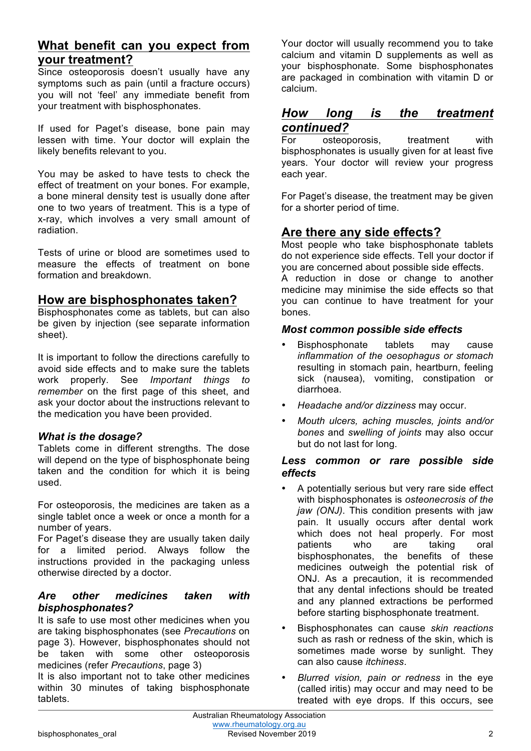## What benefit can you expect from your treatment?

Since osteoporosis doesn't usually have any symptoms such as pain (until a fracture occurs) you will not 'feel' any immediate benefit from your treatment with bisphosphonates.

If used for Paget's disease, bone pain may lessen with time. Your doctor will explain the likely benefits relevant to you.

You may be asked to have tests to check the effect of treatment on your bones. For example, a bone mineral density test is usually done after one to two years of treatment. This is a type of x-ray, which involves a very small amount of radiation.

Tests of urine or blood are sometimes used to measure the effects of treatment on bone formation and breakdown.

## How are bisphosphonates taken?

Bisphosphonates come as tablets, but can also be given by injection (see separate information sheet).

It is important to follow the directions carefully to avoid side effects and to make sure the tablets work properly. See *Important things to remember* on the first page of this sheet, and ask your doctor about the instructions relevant to the medication you have been provided.

### *What is the dosage?*

Tablets come in different strengths. The dose will depend on the type of bisphosphonate being taken and the condition for which it is being used.

For osteoporosis, the medicines are taken as a single tablet once a week or once a month for a number of years.

For Paget's disease they are usually taken daily for a limited period. Always follow the instructions provided in the packaging unless otherwise directed by a doctor.

### *Are other medicines taken with bisphosphonates?*

It is safe to use most other medicines when you are taking bisphosphonates (see *Precautions* on page 3). However, bisphosphonates should not be taken with some other osteoporosis medicines (refer *Precautions*, page 3)

It is also important not to take other medicines within 30 minutes of taking bisphosphonate tablets.

Your doctor will usually recommend you to take calcium and vitamin D supplements as well as your bisphosphonate. Some bisphosphonates are packaged in combination with vitamin D or calcium.

## *How long is the treatment continued?*

For osteoporosis, treatment with bisphosphonates is usually given for at least five years. Your doctor will review your progress each year.

For Paget's disease, the treatment may be given for a shorter period of time.

## Are there any side effects?

Most people who take bisphosphonate tablets do not experience side effects. Tell your doctor if you are concerned about possible side effects.

A reduction in dose or change to another medicine may minimise the side effects so that you can continue to have treatment for your bones.

### *Most common possible side effects*

- Bisphosphonate tablets may cause *inflammation of the oesophagus or stomach* resulting in stomach pain, heartburn, feeling sick (nausea), vomiting, constipation or diarrhoea.
- *Headache and/or dizziness* may occur.
- *Mouth ulcers, aching muscles, joints and/or bones* and *swelling of joints* may also occur but do not last for long.

### *Less common or rare possible side effects*

- A potentially serious but very rare side effect with bisphosphonates is *osteonecrosis of the jaw (ONJ)*. This condition presents with jaw pain. It usually occurs after dental work which does not heal properly. For most patients who are taking oral bisphosphonates, the benefits of these medicines outweigh the potential risk of ONJ. As a precaution, it is recommended that any dental infections should be treated and any planned extractions be performed before starting bisphosphonate treatment.
- Bisphosphonates can cause *skin reactions* such as rash or redness of the skin, which is sometimes made worse by sunlight. They can also cause *itchiness*.
- *Blurred vision, pain or redness* in the eye (called iritis) may occur and may need to be treated with eye drops. If this occurs, see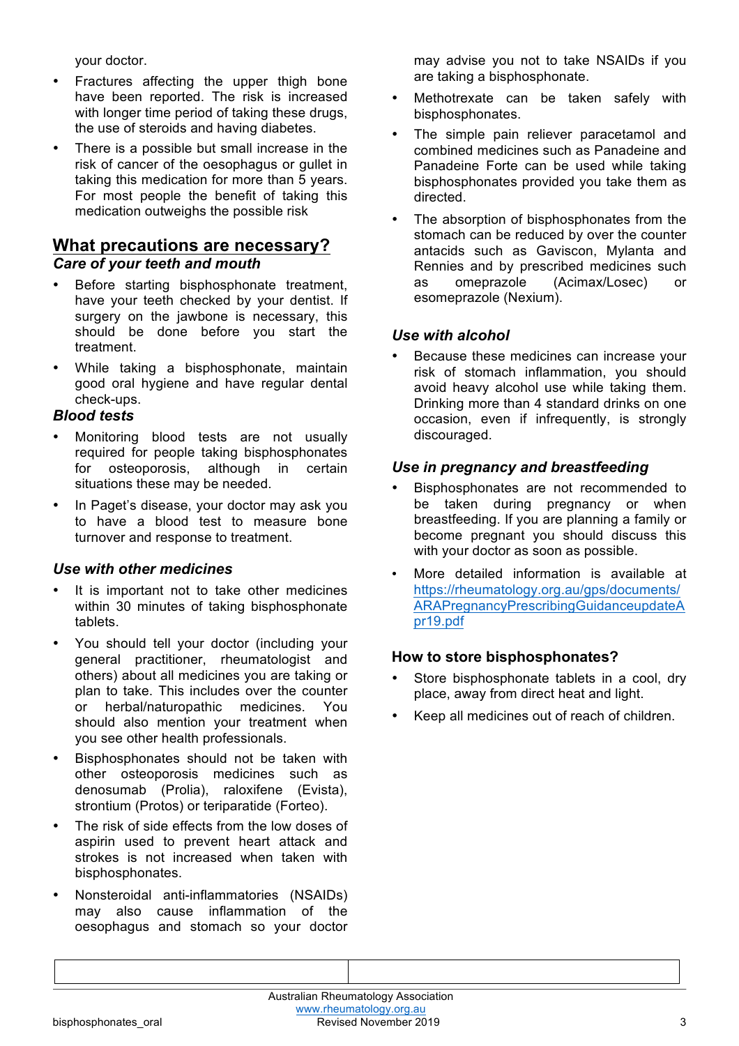your doctor.

- Fractures affecting the upper thigh bone have been reported. The risk is increased with longer time period of taking these drugs, the use of steroids and having diabetes.
- There is a possible but small increase in the risk of cancer of the oesophagus or gullet in taking this medication for more than 5 years. For most people the benefit of taking this medication outweighs the possible risk

## What precautions are necessary?

### *Care of your teeth and mouth*

- Before starting bisphosphonate treatment, have your teeth checked by your dentist. If surgery on the jawbone is necessary, this should be done before you start the treatment.
- While taking a bisphosphonate, maintain good oral hygiene and have regular dental check-ups.

### *Blood tests*

- Monitoring blood tests are not usually required for people taking bisphosphonates for osteoporosis, although in certain situations these may be needed.
- In Paget's disease, your doctor may ask you to have a blood test to measure bone turnover and response to treatment.

### *Use with other medicines*

- It is important not to take other medicines within 30 minutes of taking bisphosphonate tablets.
- You should tell your doctor (including your general practitioner, rheumatologist and others) about all medicines you are taking or plan to take. This includes over the counter or herbal/naturopathic medicines. You should also mention your treatment when you see other health professionals.
- Bisphosphonates should not be taken with other osteoporosis medicines such as denosumab (Prolia), raloxifene (Evista), strontium (Protos) or teriparatide (Forteo).
- The risk of side effects from the low doses of aspirin used to prevent heart attack and strokes is not increased when taken with bisphosphonates.
- Nonsteroidal anti-inflammatories (NSAIDs) may also cause inflammation of the oesophagus and stomach so your doctor may advise you not to take NSAIDs if you are taking a bisphosphonate.
- Methotrexate can be taken safely with bisphosphonates.
- The simple pain reliever paracetamol and combined medicines such as Panadeine and Panadeine Forte can be used while taking bisphosphonates provided you take them as directed.
- The absorption of bisphosphonates from the stomach can be reduced by over the counter antacids such as Gaviscon, Mylanta and Rennies and by prescribed medicines such as omeprazole (Acimax/Losec) or esomeprazole (Nexium).

### *Use with alcohol*

- Because these medicines can increase your risk of stomach inflammation, you should avoid heavy alcohol use while taking them. Drinking more than 4 standard drinks on one occasion, even if infrequently, is strongly discouraged.

### *Use in pregnancy and breastfeeding*

- Bisphosphonates are not recommended to be taken during pregnancy or when breastfeeding. If you are planning a family or become pregnant you should discuss this with your doctor as soon as possible.
- More detailed information is available at https://rheumatology.org.au/gps/documents/ARAPregnancyPrescribingGuidanceupdateApr19.pdf

### How to store bisphosphonates?

- Store bisphosphonate tablets in a cool, dry place, away from direct heat and light.
- Keep all medicines out of reach of children.

| | |
|---|---|
| | |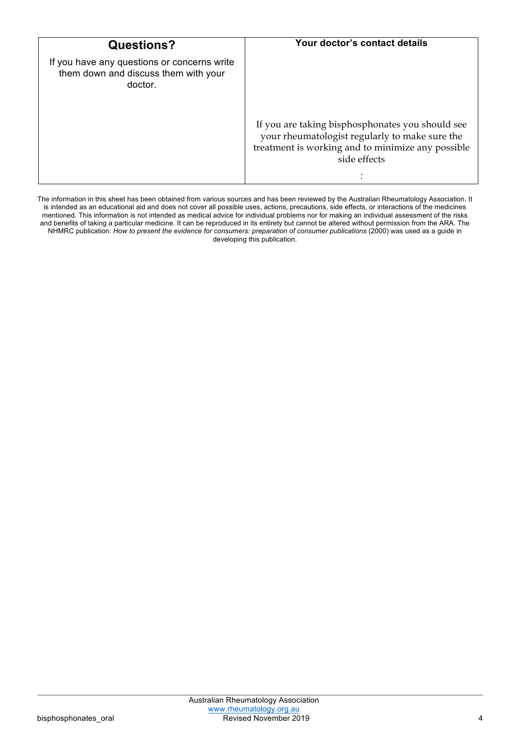| Questions? | Your doctor's contact details |
| --- | --- |
| If you have any questions or concerns write them down and discuss them with your doctor. | If you are taking bisphosphonates you should see your rheumatologist regularly to make sure the treatment is working and to minimize any possible side effects<br>: |

The information in this sheet has been obtained from various sources and has been reviewed by the Australian Rheumatology Association. It is intended as an educational aid and does not cover all possible uses, actions, precautions, side effects, or interactions of the medicines mentioned. This information is not intended as medical advice for individual problems nor for making an individual assessment of the risks and benefits of taking a particular medicine. It can be reproduced in its entirety but cannot be altered without permission from the ARA. The NHMRC publication: *How to present the evidence for consumers: preparation of consumer publications* (2000) was used as a guide in developing this publication.

Australian Rheumatology Association
www.rheumatology.org.au
Revised November 2019